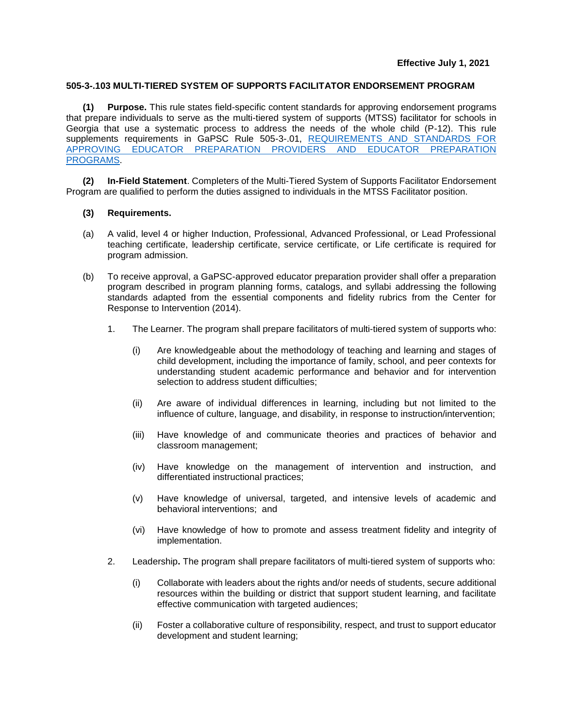**Effective July 1, 2021**

## 505-3-.103 MULTI-TIERED SYSTEM OF SUPPORTS FACILITATOR ENDORSEMENT PROGRAM

**(1) Purpose.** This rule states field-specific content standards for approving endorsement programs that prepare individuals to serve as the multi-tiered system of supports (MTSS) facilitator for schools in Georgia that use a systematic process to address the needs of the whole child (P-12). This rule supplements requirements in GaPSC Rule 505-3-.01, [REQUIREMENTS AND STANDARDS FOR APPROVING EDUCATOR PREPARATION PROVIDERS AND EDUCATOR PREPARATION PROGRAMS](#).

**(2) In-Field Statement**. Completers of the Multi-Tiered System of Supports Facilitator Endorsement Program are qualified to perform the duties assigned to individuals in the MTSS Facilitator position.

**(3) Requirements.**

(a) A valid, level 4 or higher Induction, Professional, Advanced Professional, or Lead Professional teaching certificate, leadership certificate, service certificate, or Life certificate is required for program admission.

(b) To receive approval, a GaPSC-approved educator preparation provider shall offer a preparation program described in program planning forms, catalogs, and syllabi addressing the following standards adapted from the essential components and fidelity rubrics from the Center for Response to Intervention (2014).

1. The Learner. The program shall prepare facilitators of multi-tiered system of supports who:

   (i) Are knowledgeable about the methodology of teaching and learning and stages of child development, including the importance of family, school, and peer contexts for understanding student academic performance and behavior and for intervention selection to address student difficulties;

   (ii) Are aware of individual differences in learning, including but not limited to the influence of culture, language, and disability, in response to instruction/intervention;

   (iii) Have knowledge of and communicate theories and practices of behavior and classroom management;

   (iv) Have knowledge on the management of intervention and instruction, and differentiated instructional practices;

   (v) Have knowledge of universal, targeted, and intensive levels of academic and behavioral interventions; and

   (vi) Have knowledge of how to promote and assess treatment fidelity and integrity of implementation.

2. Leadership**.** The program shall prepare facilitators of multi-tiered system of supports who:

   (i) Collaborate with leaders about the rights and/or needs of students, secure additional resources within the building or district that support student learning, and facilitate effective communication with targeted audiences;

   (ii) Foster a collaborative culture of responsibility, respect, and trust to support educator development and student learning;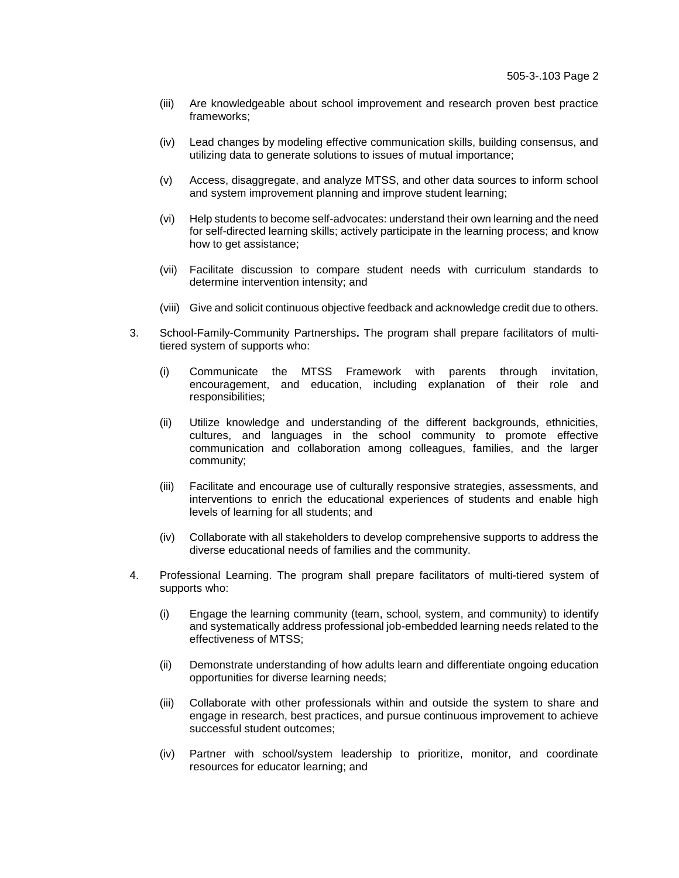(iii) Are knowledgeable about school improvement and research proven best practice frameworks;

(iv) Lead changes by modeling effective communication skills, building consensus, and utilizing data to generate solutions to issues of mutual importance;

(v) Access, disaggregate, and analyze MTSS, and other data sources to inform school and system improvement planning and improve student learning;

(vi) Help students to become self-advocates: understand their own learning and the need for self-directed learning skills; actively participate in the learning process; and know how to get assistance;

(vii) Facilitate discussion to compare student needs with curriculum standards to determine intervention intensity; and

(viii) Give and solicit continuous objective feedback and acknowledge credit due to others.

3. School-Family-Community Partnerships**.** The program shall prepare facilitators of multi-tiered system of supports who:

(i) Communicate the MTSS Framework with parents through invitation, encouragement, and education, including explanation of their role and responsibilities;

(ii) Utilize knowledge and understanding of the different backgrounds, ethnicities, cultures, and languages in the school community to promote effective communication and collaboration among colleagues, families, and the larger community;

(iii) Facilitate and encourage use of culturally responsive strategies, assessments, and interventions to enrich the educational experiences of students and enable high levels of learning for all students; and

(iv) Collaborate with all stakeholders to develop comprehensive supports to address the diverse educational needs of families and the community.

4. Professional Learning. The program shall prepare facilitators of multi-tiered system of supports who:

(i) Engage the learning community (team, school, system, and community) to identify and systematically address professional job-embedded learning needs related to the effectiveness of MTSS;

(ii) Demonstrate understanding of how adults learn and differentiate ongoing education opportunities for diverse learning needs;

(iii) Collaborate with other professionals within and outside the system to share and engage in research, best practices, and pursue continuous improvement to achieve successful student outcomes;

(iv) Partner with school/system leadership to prioritize, monitor, and coordinate resources for educator learning; and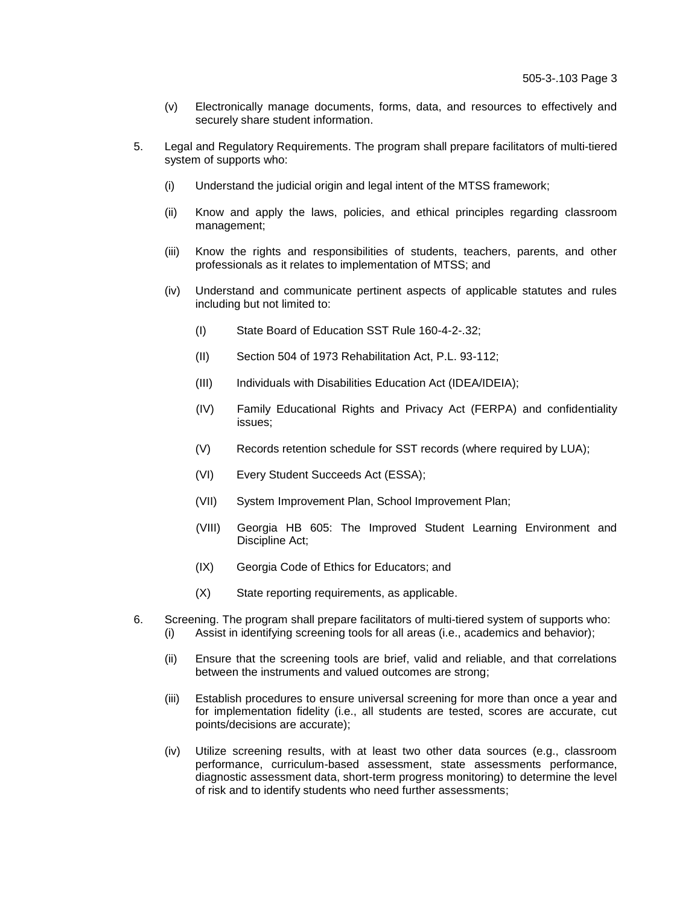(v) Electronically manage documents, forms, data, and resources to effectively and securely share student information.

5. Legal and Regulatory Requirements. The program shall prepare facilitators of multi-tiered system of supports who:

   (i) Understand the judicial origin and legal intent of the MTSS framework;

   (ii) Know and apply the laws, policies, and ethical principles regarding classroom management;

   (iii) Know the rights and responsibilities of students, teachers, parents, and other professionals as it relates to implementation of MTSS; and

   (iv) Understand and communicate pertinent aspects of applicable statutes and rules including but not limited to:

      (I) State Board of Education SST Rule 160-4-2-.32;

      (II) Section 504 of 1973 Rehabilitation Act, P.L. 93-112;

      (III) Individuals with Disabilities Education Act (IDEA/IDEIA);

      (IV) Family Educational Rights and Privacy Act (FERPA) and confidentiality issues;

      (V) Records retention schedule for SST records (where required by LUA);

      (VI) Every Student Succeeds Act (ESSA);

      (VII) System Improvement Plan, School Improvement Plan;

      (VIII) Georgia HB 605: The Improved Student Learning Environment and Discipline Act;

      (IX) Georgia Code of Ethics for Educators; and

      (X) State reporting requirements, as applicable.

6. Screening. The program shall prepare facilitators of multi-tiered system of supports who:

   (i) Assist in identifying screening tools for all areas (i.e., academics and behavior);

   (ii) Ensure that the screening tools are brief, valid and reliable, and that correlations between the instruments and valued outcomes are strong;

   (iii) Establish procedures to ensure universal screening for more than once a year and for implementation fidelity (i.e., all students are tested, scores are accurate, cut points/decisions are accurate);

   (iv) Utilize screening results, with at least two other data sources (e.g., classroom performance, curriculum-based assessment, state assessments performance, diagnostic assessment data, short-term progress monitoring) to determine the level of risk and to identify students who need further assessments;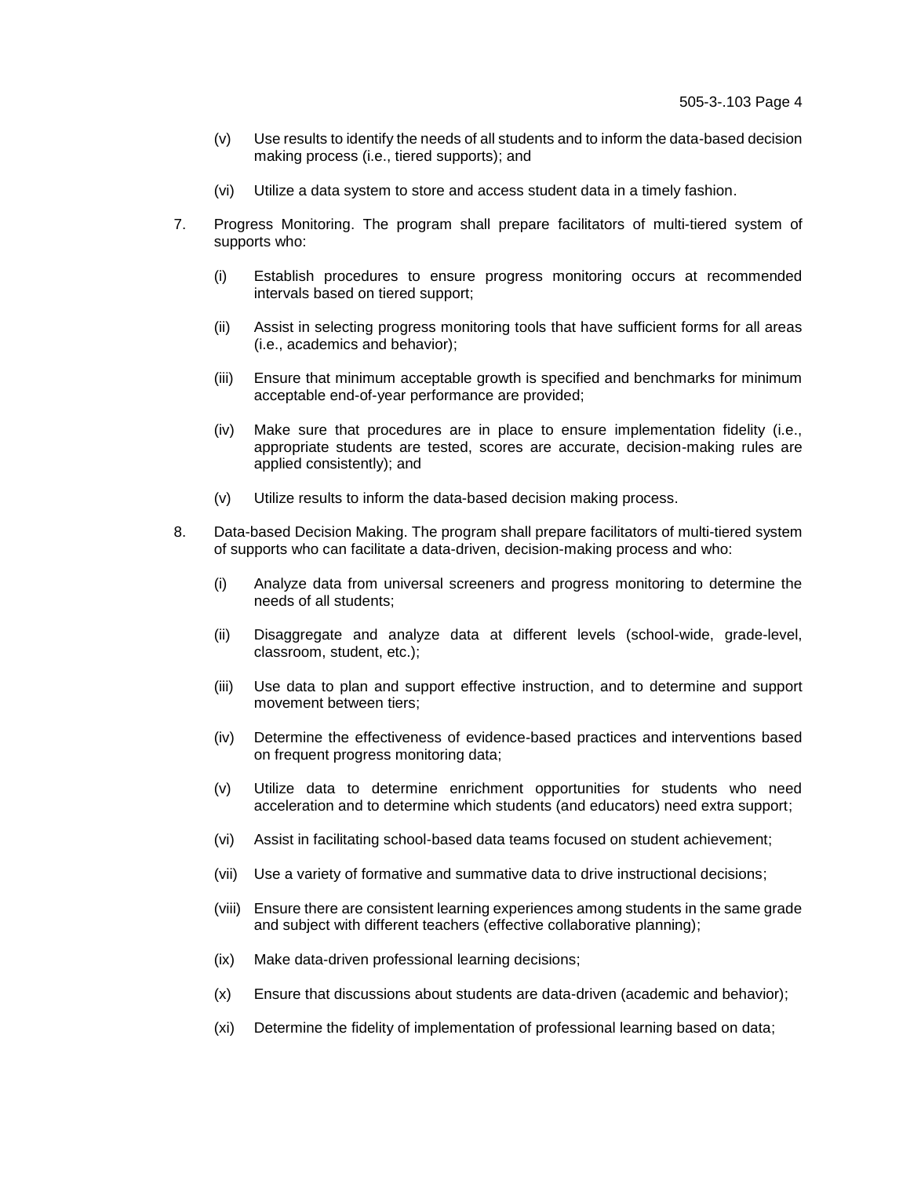(v) Use results to identify the needs of all students and to inform the data-based decision making process (i.e., tiered supports); and

(vi) Utilize a data system to store and access student data in a timely fashion.

7. Progress Monitoring. The program shall prepare facilitators of multi-tiered system of supports who:

   (i) Establish procedures to ensure progress monitoring occurs at recommended intervals based on tiered support;

   (ii) Assist in selecting progress monitoring tools that have sufficient forms for all areas (i.e., academics and behavior);

   (iii) Ensure that minimum acceptable growth is specified and benchmarks for minimum acceptable end-of-year performance are provided;

   (iv) Make sure that procedures are in place to ensure implementation fidelity (i.e., appropriate students are tested, scores are accurate, decision-making rules are applied consistently); and

   (v) Utilize results to inform the data-based decision making process.

8. Data-based Decision Making. The program shall prepare facilitators of multi-tiered system of supports who can facilitate a data-driven, decision-making process and who:

   (i) Analyze data from universal screeners and progress monitoring to determine the needs of all students;

   (ii) Disaggregate and analyze data at different levels (school-wide, grade-level, classroom, student, etc.);

   (iii) Use data to plan and support effective instruction, and to determine and support movement between tiers;

   (iv) Determine the effectiveness of evidence-based practices and interventions based on frequent progress monitoring data;

   (v) Utilize data to determine enrichment opportunities for students who need acceleration and to determine which students (and educators) need extra support;

   (vi) Assist in facilitating school-based data teams focused on student achievement;

   (vii) Use a variety of formative and summative data to drive instructional decisions;

   (viii) Ensure there are consistent learning experiences among students in the same grade and subject with different teachers (effective collaborative planning);

   (ix) Make data-driven professional learning decisions;

   (x) Ensure that discussions about students are data-driven (academic and behavior);

   (xi) Determine the fidelity of implementation of professional learning based on data;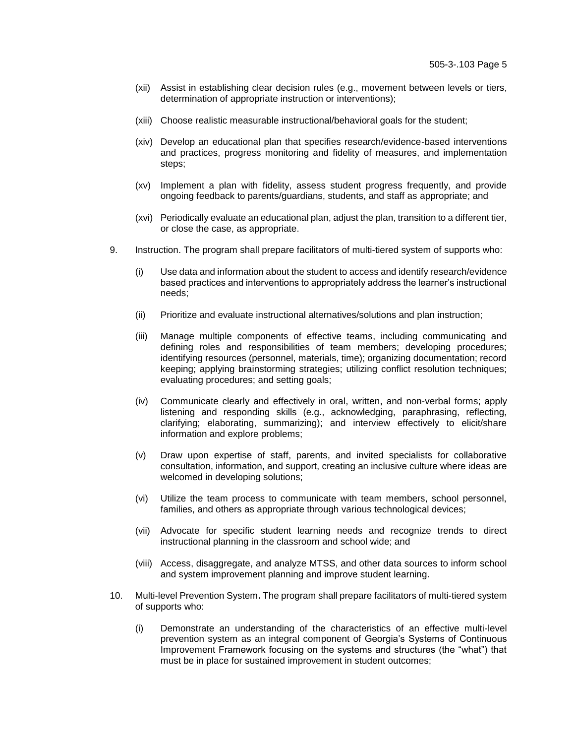(xii) Assist in establishing clear decision rules (e.g., movement between levels or tiers, determination of appropriate instruction or interventions);

(xiii) Choose realistic measurable instructional/behavioral goals for the student;

(xiv) Develop an educational plan that specifies research/evidence-based interventions and practices, progress monitoring and fidelity of measures, and implementation steps;

(xv) Implement a plan with fidelity, assess student progress frequently, and provide ongoing feedback to parents/guardians, students, and staff as appropriate; and

(xvi) Periodically evaluate an educational plan, adjust the plan, transition to a different tier, or close the case, as appropriate.

9. Instruction. The program shall prepare facilitators of multi-tiered system of supports who:

(i) Use data and information about the student to access and identify research/evidence based practices and interventions to appropriately address the learner's instructional needs;

(ii) Prioritize and evaluate instructional alternatives/solutions and plan instruction;

(iii) Manage multiple components of effective teams, including communicating and defining roles and responsibilities of team members; developing procedures; identifying resources (personnel, materials, time); organizing documentation; record keeping; applying brainstorming strategies; utilizing conflict resolution techniques; evaluating procedures; and setting goals;

(iv) Communicate clearly and effectively in oral, written, and non-verbal forms; apply listening and responding skills (e.g., acknowledging, paraphrasing, reflecting, clarifying; elaborating, summarizing); and interview effectively to elicit/share information and explore problems;

(v) Draw upon expertise of staff, parents, and invited specialists for collaborative consultation, information, and support, creating an inclusive culture where ideas are welcomed in developing solutions;

(vi) Utilize the team process to communicate with team members, school personnel, families, and others as appropriate through various technological devices;

(vii) Advocate for specific student learning needs and recognize trends to direct instructional planning in the classroom and school wide; and

(viii) Access, disaggregate, and analyze MTSS, and other data sources to inform school and system improvement planning and improve student learning.

10. Multi-level Prevention System**.** The program shall prepare facilitators of multi-tiered system of supports who:

(i) Demonstrate an understanding of the characteristics of an effective multi-level prevention system as an integral component of Georgia's Systems of Continuous Improvement Framework focusing on the systems and structures (the "what") that must be in place for sustained improvement in student outcomes;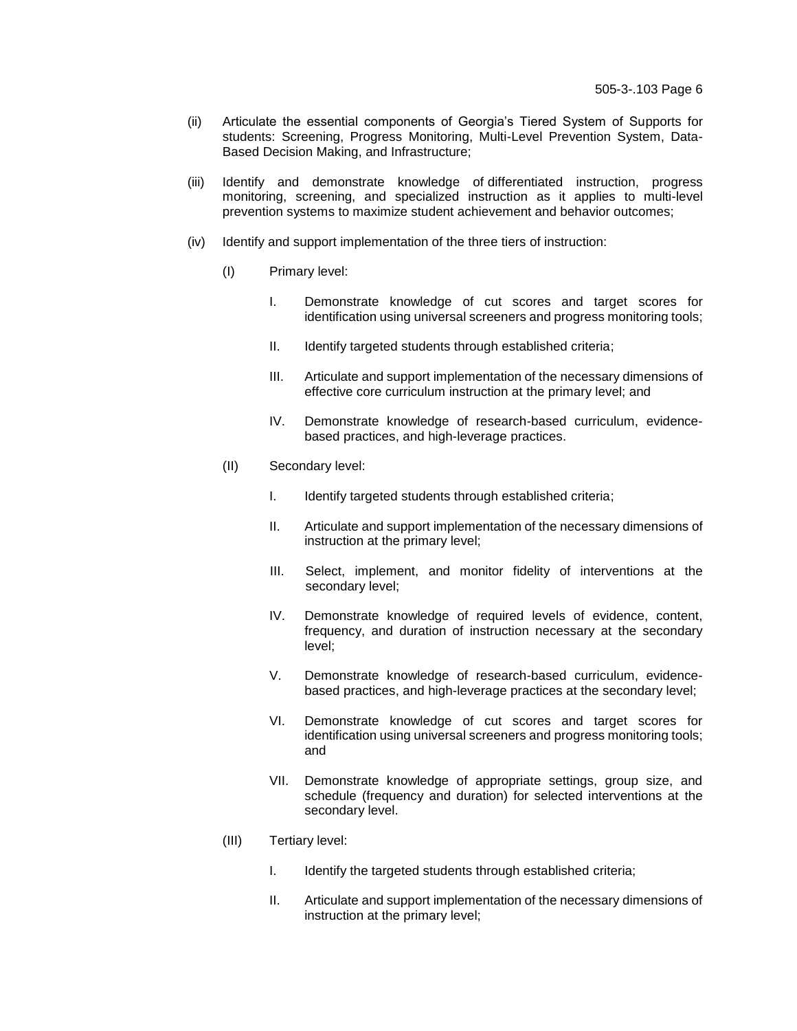(ii) Articulate the essential components of Georgia's Tiered System of Supports for students: Screening, Progress Monitoring, Multi-Level Prevention System, Data-Based Decision Making, and Infrastructure;

(iii) Identify and demonstrate knowledge of differentiated instruction, progress monitoring, screening, and specialized instruction as it applies to multi-level prevention systems to maximize student achievement and behavior outcomes;

(iv) Identify and support implementation of the three tiers of instruction:

(I) Primary level:

I. Demonstrate knowledge of cut scores and target scores for identification using universal screeners and progress monitoring tools;

II. Identify targeted students through established criteria;

III. Articulate and support implementation of the necessary dimensions of effective core curriculum instruction at the primary level; and

IV. Demonstrate knowledge of research-based curriculum, evidence-based practices, and high-leverage practices.

(II) Secondary level:

I. Identify targeted students through established criteria;

II. Articulate and support implementation of the necessary dimensions of instruction at the primary level;

III. Select, implement, and monitor fidelity of interventions at the secondary level;

IV. Demonstrate knowledge of required levels of evidence, content, frequency, and duration of instruction necessary at the secondary level;

V. Demonstrate knowledge of research-based curriculum, evidence-based practices, and high-leverage practices at the secondary level;

VI. Demonstrate knowledge of cut scores and target scores for identification using universal screeners and progress monitoring tools; and

VII. Demonstrate knowledge of appropriate settings, group size, and schedule (frequency and duration) for selected interventions at the secondary level.

(III) Tertiary level:

I. Identify the targeted students through established criteria;

II. Articulate and support implementation of the necessary dimensions of instruction at the primary level;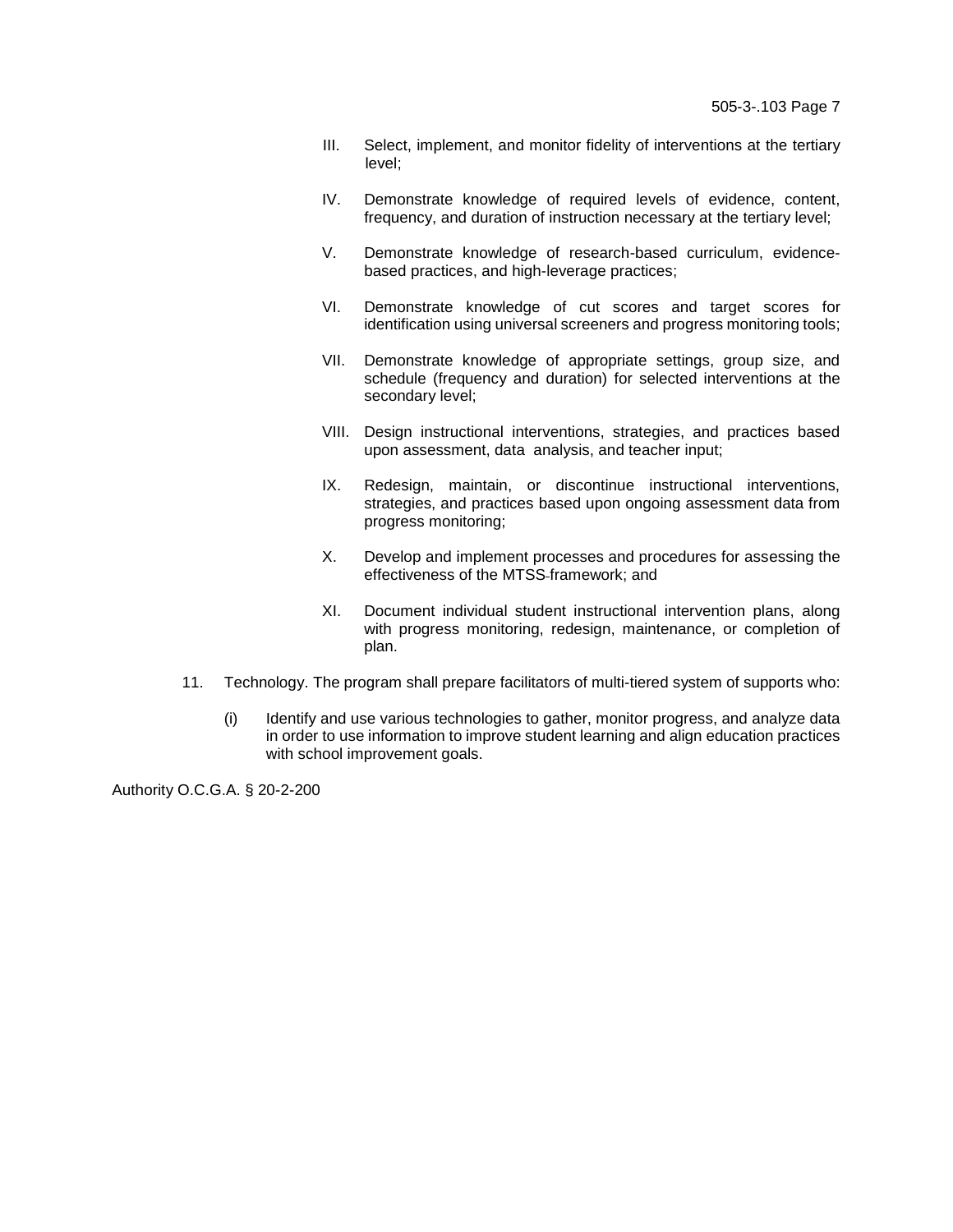III. Select, implement, and monitor fidelity of interventions at the tertiary level;

IV. Demonstrate knowledge of required levels of evidence, content, frequency, and duration of instruction necessary at the tertiary level;

V. Demonstrate knowledge of research-based curriculum, evidence-based practices, and high-leverage practices;

VI. Demonstrate knowledge of cut scores and target scores for identification using universal screeners and progress monitoring tools;

VII. Demonstrate knowledge of appropriate settings, group size, and schedule (frequency and duration) for selected interventions at the secondary level;

VIII. Design instructional interventions, strategies, and practices based upon assessment, data analysis, and teacher input;

IX. Redesign, maintain, or discontinue instructional interventions, strategies, and practices based upon ongoing assessment data from progress monitoring;

X. Develop and implement processes and procedures for assessing the effectiveness of the MTSS framework; and

XI. Document individual student instructional intervention plans, along with progress monitoring, redesign, maintenance, or completion of plan.

11. Technology. The program shall prepare facilitators of multi-tiered system of supports who:

    (i) Identify and use various technologies to gather, monitor progress, and analyze data in order to use information to improve student learning and align education practices with school improvement goals.

Authority O.C.G.A. § 20-2-200